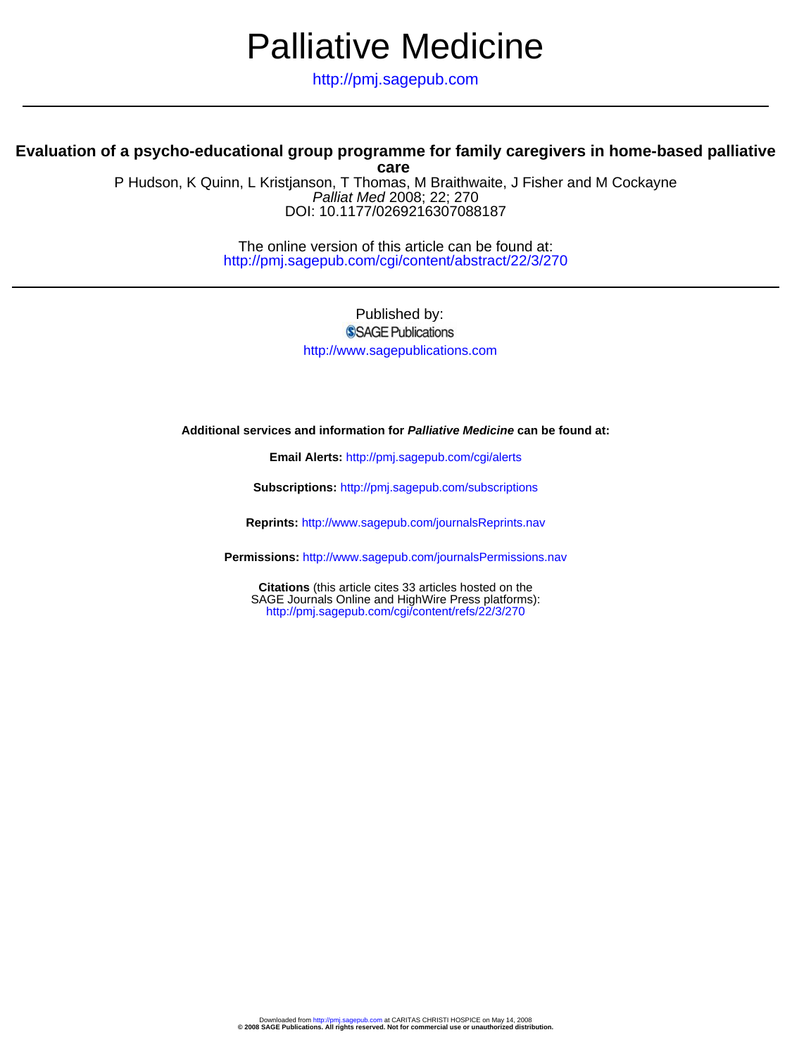# Palliative Medicine

http://pmj.sagepub.com

## Evaluation of a psycho-educational group programme for family caregivers in home-based palliative care

P Hudson, K Quinn, L Kristjanson, T Thomas, M Braithwaite, J Fisher and M Cockayne

*Palliat Med* 2008; 22; 270

DOI: 10.1177/0269216307088187

The online version of this article can be found at:
http://pmj.sagepub.com/cgi/content/abstract/22/3/270

Published by:
SAGE Publications
http://www.sagepublications.com

**Additional services and information for *Palliative Medicine* can be found at:**

**Email Alerts:** http://pmj.sagepub.com/cgi/alerts

**Subscriptions:** http://pmj.sagepub.com/subscriptions

**Reprints:** http://www.sagepub.com/journalsReprints.nav

**Permissions:** http://www.sagepub.com/journalsPermissions.nav

**Citations** (this article cites 33 articles hosted on the SAGE Journals Online and HighWire Press platforms):
http://pmj.sagepub.com/cgi/content/refs/22/3/270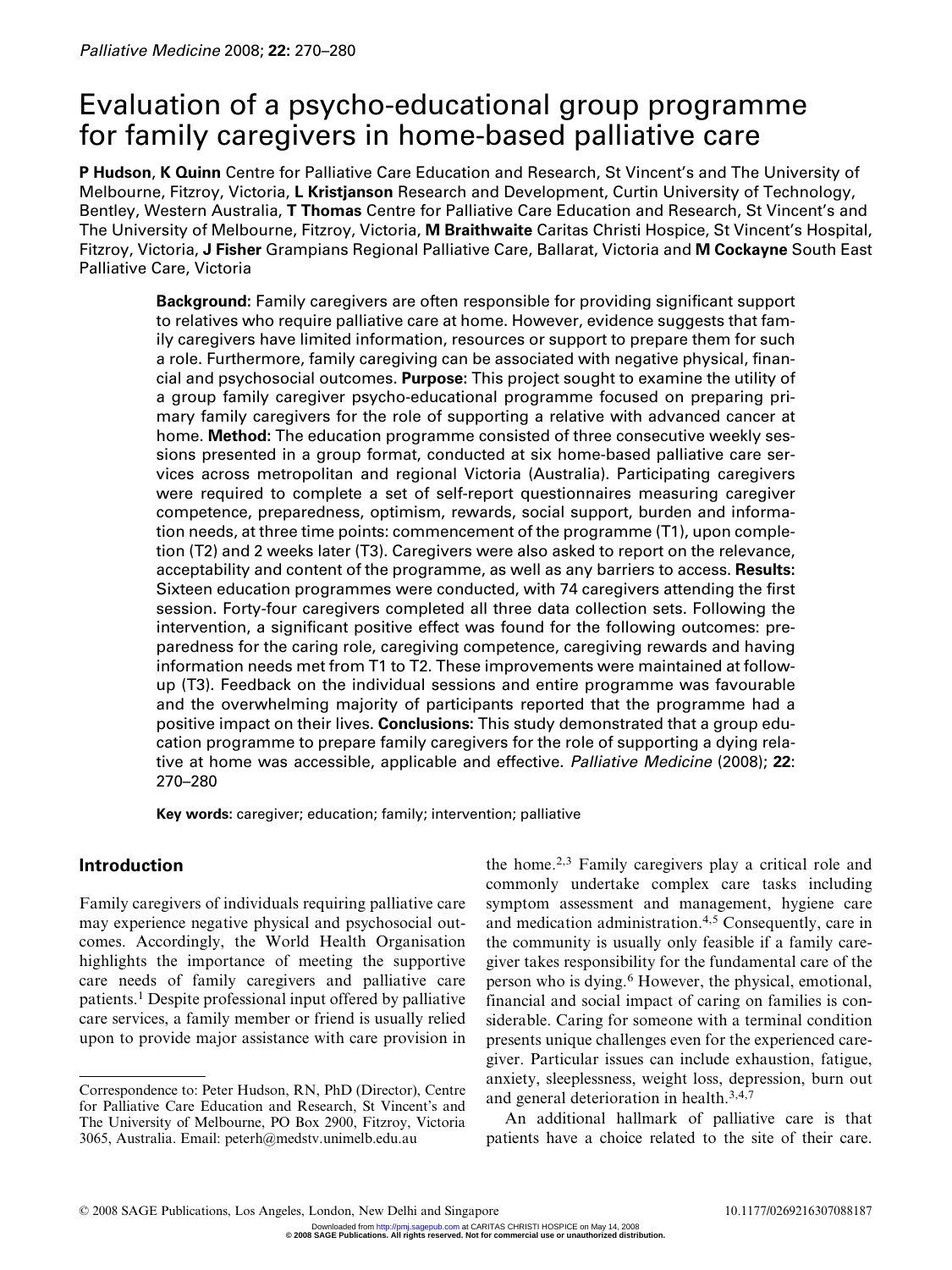# Evaluation of a psycho-educational group programme for family caregivers in home-based palliative care

**P Hudson**, **K Quinn** Centre for Palliative Care Education and Research, St Vincent's and The University of Melbourne, Fitzroy, Victoria, **L Kristjanson** Research and Development, Curtin University of Technology, Bentley, Western Australia, **T Thomas** Centre for Palliative Care Education and Research, St Vincent's and The University of Melbourne, Fitzroy, Victoria, **M Braithwaite** Caritas Christi Hospice, St Vincent's Hospital, Fitzroy, Victoria, **J Fisher** Grampians Regional Palliative Care, Ballarat, Victoria and **M Cockayne** South East Palliative Care, Victoria

**Background:** Family caregivers are often responsible for providing significant support to relatives who require palliative care at home. However, evidence suggests that family caregivers have limited information, resources or support to prepare them for such a role. Furthermore, family caregiving can be associated with negative physical, financial and psychosocial outcomes. **Purpose:** This project sought to examine the utility of a group family caregiver psycho-educational programme focused on preparing primary family caregivers for the role of supporting a relative with advanced cancer at home. **Method:** The education programme consisted of three consecutive weekly sessions presented in a group format, conducted at six home-based palliative care services across metropolitan and regional Victoria (Australia). Participating caregivers were required to complete a set of self-report questionnaires measuring caregiver competence, preparedness, optimism, rewards, social support, burden and information needs, at three time points: commencement of the programme (T1), upon completion (T2) and 2 weeks later (T3). Caregivers were also asked to report on the relevance, acceptability and content of the programme, as well as any barriers to access. **Results:** Sixteen education programmes were conducted, with 74 caregivers attending the first session. Forty-four caregivers completed all three data collection sets. Following the intervention, a significant positive effect was found for the following outcomes: preparedness for the caring role, caregiving competence, caregiving rewards and having information needs met from T1 to T2. These improvements were maintained at follow-up (T3). Feedback on the individual sessions and entire programme was favourable and the overwhelming majority of participants reported that the programme had a positive impact on their lives. **Conclusions:** This study demonstrated that a group education programme to prepare family caregivers for the role of supporting a dying relative at home was accessible, applicable and effective. *Palliative Medicine* (2008); **22**: 270–280

**Key words:** caregiver; education; family; intervention; palliative

## Introduction

Family caregivers of individuals requiring palliative care may experience negative physical and psychosocial outcomes. Accordingly, the World Health Organisation highlights the importance of meeting the supportive care needs of family caregivers and palliative care patients.[1] Despite professional input offered by palliative care services, a family member or friend is usually relied upon to provide major assistance with care provision in the home.[2,3] Family caregivers play a critical role and commonly undertake complex care tasks including symptom assessment and management, hygiene care and medication administration.[4,5] Consequently, care in the community is usually only feasible if a family caregiver takes responsibility for the fundamental care of the person who is dying.[6] However, the physical, emotional, financial and social impact of caring on families is considerable. Caring for someone with a terminal condition presents unique challenges even for the experienced caregiver. Particular issues can include exhaustion, fatigue, anxiety, sleeplessness, weight loss, depression, burn out and general deterioration in health.[3,4,7]

An additional hallmark of palliative care is that patients have a choice related to the site of their care.

Correspondence to: Peter Hudson, RN, PhD (Director), Centre for Palliative Care Education and Research, St Vincent's and The University of Melbourne, PO Box 2900, Fitzroy, Victoria 3065, Australia. Email: peterh@medstv.unimelb.edu.au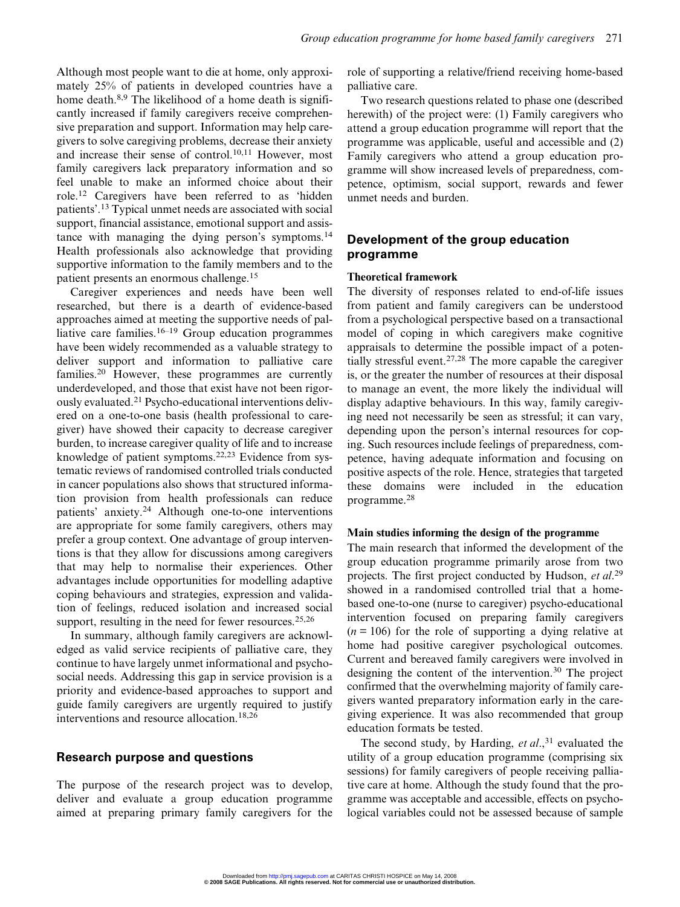Although most people want to die at home, only approximately 25% of patients in developed countries have a home death.[8,9] The likelihood of a home death is significantly increased if family caregivers receive comprehensive preparation and support. Information may help caregivers to solve caregiving problems, decrease their anxiety and increase their sense of control.[10,11] However, most family caregivers lack preparatory information and so feel unable to make an informed choice about their role.[12] Caregivers have been referred to as 'hidden patients'.[13] Typical unmet needs are associated with social support, financial assistance, emotional support and assistance with managing the dying person's symptoms.[14] Health professionals also acknowledge that providing supportive information to the family members and to the patient presents an enormous challenge.[15]

Caregiver experiences and needs have been well researched, but there is a dearth of evidence-based approaches aimed at meeting the supportive needs of palliative care families.[16–19] Group education programmes have been widely recommended as a valuable strategy to deliver support and information to palliative care families.[20] However, these programmes are currently underdeveloped, and those that exist have not been rigorously evaluated.[21] Psycho-educational interventions delivered on a one-to-one basis (health professional to caregiver) have showed their capacity to decrease caregiver burden, to increase caregiver quality of life and to increase knowledge of patient symptoms.[22,23] Evidence from systematic reviews of randomised controlled trials conducted in cancer populations also shows that structured information provision from health professionals can reduce patients' anxiety.[24] Although one-to-one interventions are appropriate for some family caregivers, others may prefer a group context. One advantage of group interventions is that they allow for discussions among caregivers that may help to normalise their experiences. Other advantages include opportunities for modelling adaptive coping behaviours and strategies, expression and validation of feelings, reduced isolation and increased social support, resulting in the need for fewer resources.[25,26]

In summary, although family caregivers are acknowledged as valid service recipients of palliative care, they continue to have largely unmet informational and psychosocial needs. Addressing this gap in service provision is a priority and evidence-based approaches to support and guide family caregivers are urgently required to justify interventions and resource allocation.[18,26]

## Research purpose and questions

The purpose of the research project was to develop, deliver and evaluate a group education programme aimed at preparing primary family caregivers for the role of supporting a relative/friend receiving home-based palliative care.

Two research questions related to phase one (described herewith) of the project were: (1) Family caregivers who attend a group education programme will report that the programme was applicable, useful and accessible and (2) Family caregivers who attend a group education programme will show increased levels of preparedness, competence, optimism, social support, rewards and fewer unmet needs and burden.

## Development of the group education programme

### Theoretical framework

The diversity of responses related to end-of-life issues from patient and family caregivers can be understood from a psychological perspective based on a transactional model of coping in which caregivers make cognitive appraisals to determine the possible impact of a potentially stressful event.[27,28] The more capable the caregiver is, or the greater the number of resources at their disposal to manage an event, the more likely the individual will display adaptive behaviours. In this way, family caregiving need not necessarily be seen as stressful; it can vary, depending upon the person's internal resources for coping. Such resources include feelings of preparedness, competence, having adequate information and focusing on positive aspects of the role. Hence, strategies that targeted these domains were included in the education programme.[28]

### Main studies informing the design of the programme

The main research that informed the development of the group education programme primarily arose from two projects. The first project conducted by Hudson, *et al.*[29] showed in a randomised controlled trial that a home-based one-to-one (nurse to caregiver) psycho-educational intervention focused on preparing family caregivers ($n = 106$) for the role of supporting a dying relative at home had positive caregiver psychological outcomes. Current and bereaved family caregivers were involved in designing the content of the intervention.[30] The project confirmed that the overwhelming majority of family caregivers wanted preparatory information early in the caregiving experience. It was also recommended that group education formats be tested.

The second study, by Harding, *et al.*,[31] evaluated the utility of a group education programme (comprising six sessions) for family caregivers of people receiving palliative care at home. Although the study found that the programme was acceptable and accessible, effects on psychological variables could not be assessed because of sample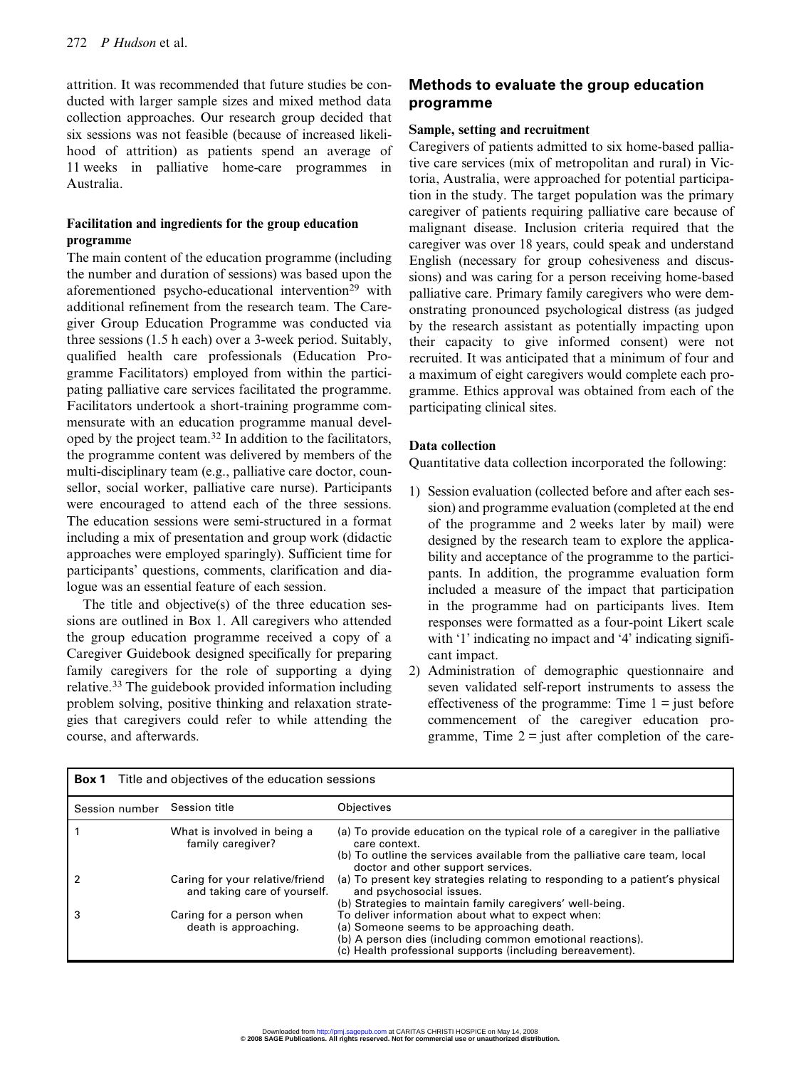attrition. It was recommended that future studies be conducted with larger sample sizes and mixed method data collection approaches. Our research group decided that six sessions was not feasible (because of increased likelihood of attrition) as patients spend an average of 11 weeks in palliative home-care programmes in Australia.

### Facilitation and ingredients for the group education programme

The main content of the education programme (including the number and duration of sessions) was based upon the aforementioned psycho-educational intervention[29] with additional refinement from the research team. The Caregiver Group Education Programme was conducted via three sessions (1.5 h each) over a 3-week period. Suitably, qualified health care professionals (Education Programme Facilitators) employed from within the participating palliative care services facilitated the programme. Facilitators undertook a short-training programme commensurate with an education programme manual developed by the project team.[32] In addition to the facilitators, the programme content was delivered by members of the multi-disciplinary team (e.g., palliative care doctor, counsellor, social worker, palliative care nurse). Participants were encouraged to attend each of the three sessions. The education sessions were semi-structured in a format including a mix of presentation and group work (didactic approaches were employed sparingly). Sufficient time for participants' questions, comments, clarification and dialogue was an essential feature of each session.

The title and objective(s) of the three education sessions are outlined in Box 1. All caregivers who attended the group education programme received a copy of a Caregiver Guidebook designed specifically for preparing family caregivers for the role of supporting a dying relative.[33] The guidebook provided information including problem solving, positive thinking and relaxation strategies that caregivers could refer to while attending the course, and afterwards.

## Methods to evaluate the group education programme

### Sample, setting and recruitment

Caregivers of patients admitted to six home-based palliative care services (mix of metropolitan and rural) in Victoria, Australia, were approached for potential participation in the study. The target population was the primary caregiver of patients requiring palliative care because of malignant disease. Inclusion criteria required that the caregiver was over 18 years, could speak and understand English (necessary for group cohesiveness and discussions) and was caring for a person receiving home-based palliative care. Primary family caregivers who were demonstrating pronounced psychological distress (as judged by the research assistant as potentially impacting upon their capacity to give informed consent) were not recruited. It was anticipated that a minimum of four and a maximum of eight caregivers would complete each programme. Ethics approval was obtained from each of the participating clinical sites.

### Data collection

Quantitative data collection incorporated the following:

1) Session evaluation (collected before and after each session) and programme evaluation (completed at the end of the programme and 2 weeks later by mail) were designed by the research team to explore the applicability and acceptance of the programme to the participants. In addition, the programme evaluation form included a measure of the impact that participation in the programme had on participants lives. Item responses were formatted as a four-point Likert scale with '1' indicating no impact and '4' indicating significant impact.
2) Administration of demographic questionnaire and seven validated self-report instruments to assess the effectiveness of the programme: Time 1 = just before commencement of the caregiver education programme, Time 2 = just after completion of the care-

**Box 1** Title and objectives of the education sessions

| Session number | Session title | Objectives |
|---|---|---|
| 1 | What is involved in being a family caregiver? | (a) To provide education on the typical role of a caregiver in the palliative care context.<br>(b) To outline the services available from the palliative care team, local doctor and other support services. |
| 2 | Caring for your relative/friend and taking care of yourself. | (a) To present key strategies relating to responding to a patient's physical and psychosocial issues.<br>(b) Strategies to maintain family caregivers' well-being. |
| 3 | Caring for a person when death is approaching. | To deliver information about what to expect when:<br>(a) Someone seems to be approaching death.<br>(b) A person dies (including common emotional reactions).<br>(c) Health professional supports (including bereavement). |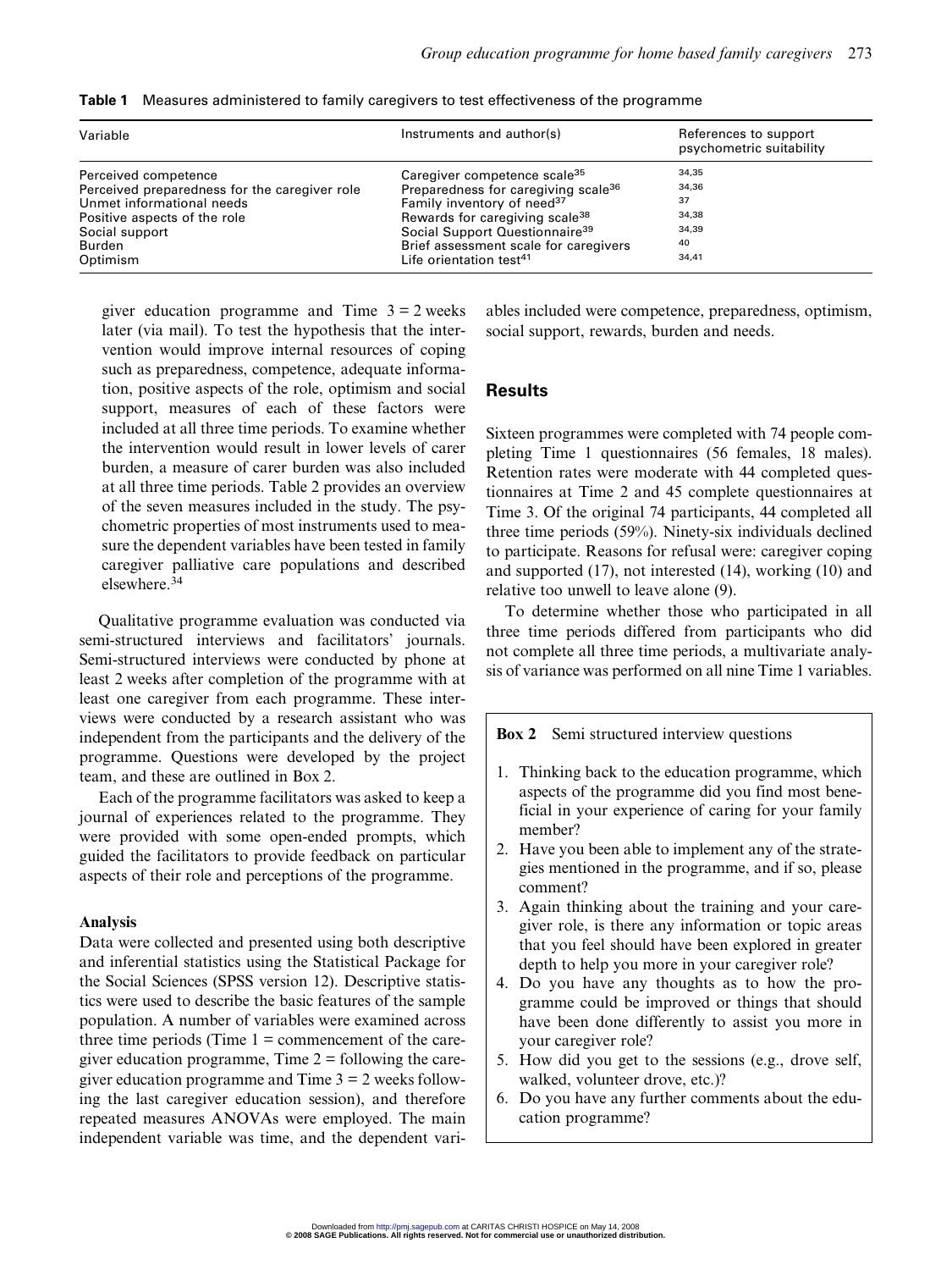**Table 1** Measures administered to family caregivers to test effectiveness of the programme

| Variable | Instruments and author(s) | References to support psychometric suitability |
|---|---|---|
| Perceived competence | Caregiver competence scale[35] | 34,35 |
| Perceived preparedness for the caregiver role | Preparedness for caregiving scale[36] | 34,36 |
| Unmet informational needs | Family inventory of need[37] | 37 |
| Positive aspects of the role | Rewards for caregiving scale[38] | 34,38 |
| Social support | Social Support Questionnaire[39] | 34,39 |
| Burden | Brief assessment scale for caregivers | 40 |
| Optimism | Life orientation test[41] | 34,41 |

giver education programme and Time 3 = 2 weeks later (via mail). To test the hypothesis that the intervention would improve internal resources of coping such as preparedness, competence, adequate information, positive aspects of the role, optimism and social support, measures of each of these factors were included at all three time periods. To examine whether the intervention would result in lower levels of carer burden, a measure of carer burden was also included at all three time periods. Table 2 provides an overview of the seven measures included in the study. The psychometric properties of most instruments used to measure the dependent variables have been tested in family caregiver palliative care populations and described elsewhere.[34]

Qualitative programme evaluation was conducted via semi-structured interviews and facilitators' journals. Semi-structured interviews were conducted by phone at least 2 weeks after completion of the programme with at least one caregiver from each programme. These interviews were conducted by a research assistant who was independent from the participants and the delivery of the programme. Questions were developed by the project team, and these are outlined in Box 2.

Each of the programme facilitators was asked to keep a journal of experiences related to the programme. They were provided with some open-ended prompts, which guided the facilitators to provide feedback on particular aspects of their role and perceptions of the programme.

### Analysis

Data were collected and presented using both descriptive and inferential statistics using the Statistical Package for the Social Sciences (SPSS version 12). Descriptive statistics were used to describe the basic features of the sample population. A number of variables were examined across three time periods (Time 1 = commencement of the caregiver education programme, Time 2 = following the caregiver education programme and Time 3 = 2 weeks following the last caregiver education session), and therefore repeated measures ANOVAs were employed. The main independent variable was time, and the dependent variables included were competence, preparedness, optimism, social support, rewards, burden and needs.

## Results

Sixteen programmes were completed with 74 people completing Time 1 questionnaires (56 females, 18 males). Retention rates were moderate with 44 completed questionnaires at Time 2 and 45 complete questionnaires at Time 3. Of the original 74 participants, 44 completed all three time periods (59%). Ninety-six individuals declined to participate. Reasons for refusal were: caregiver coping and supported (17), not interested (14), working (10) and relative too unwell to leave alone (9).

To determine whether those who participated in all three time periods differed from participants who did not complete all three time periods, a multivariate analysis of variance was performed on all nine Time 1 variables.

**Box 2** Semi structured interview questions

1. Thinking back to the education programme, which aspects of the programme did you find most beneficial in your experience of caring for your family member?
2. Have you been able to implement any of the strategies mentioned in the programme, and if so, please comment?
3. Again thinking about the training and your caregiver role, is there any information or topic areas that you feel should have been explored in greater depth to help you more in your caregiver role?
4. Do you have any thoughts as to how the programme could be improved or things that should have been done differently to assist you more in your caregiver role?
5. How did you get to the sessions (e.g., drove self, walked, volunteer drove, etc.)?
6. Do you have any further comments about the education programme?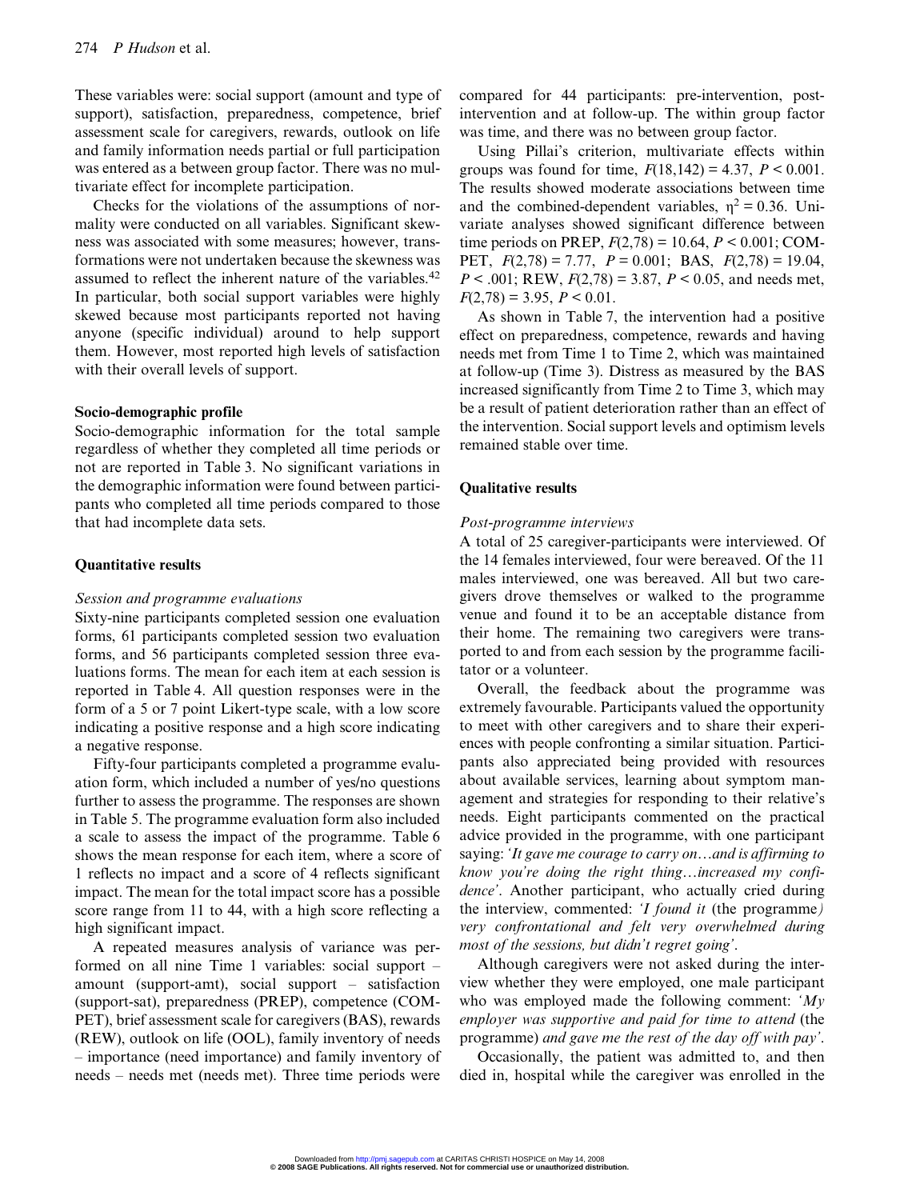These variables were: social support (amount and type of support), satisfaction, preparedness, competence, brief assessment scale for caregivers, rewards, outlook on life and family information needs partial or full participation was entered as a between group factor. There was no multivariate effect for incomplete participation.

Checks for the violations of the assumptions of normality were conducted on all variables. Significant skewness was associated with some measures; however, transformations were not undertaken because the skewness was assumed to reflect the inherent nature of the variables.[42] In particular, both social support variables were highly skewed because most participants reported not having anyone (specific individual) around to help support them. However, most reported high levels of satisfaction with their overall levels of support.

### Socio-demographic profile

Socio-demographic information for the total sample regardless of whether they completed all time periods or not are reported in Table 3. No significant variations in the demographic information were found between participants who completed all time periods compared to those that had incomplete data sets.

### Quantitative results

#### *Session and programme evaluations*

Sixty-nine participants completed session one evaluation forms, 61 participants completed session two evaluation forms, and 56 participants completed session three evaluations forms. The mean for each item at each session is reported in Table 4. All question responses were in the form of a 5 or 7 point Likert-type scale, with a low score indicating a positive response and a high score indicating a negative response.

Fifty-four participants completed a programme evaluation form, which included a number of yes/no questions further to assess the programme. The responses are shown in Table 5. The programme evaluation form also included a scale to assess the impact of the programme. Table 6 shows the mean response for each item, where a score of 1 reflects no impact and a score of 4 reflects significant impact. The mean for the total impact score has a possible score range from 11 to 44, with a high score reflecting a high significant impact.

A repeated measures analysis of variance was performed on all nine Time 1 variables: social support – amount (support-amt), social support – satisfaction (support-sat), preparedness (PREP), competence (COMPET), brief assessment scale for caregivers (BAS), rewards (REW), outlook on life (OOL), family inventory of needs – importance (need importance) and family inventory of needs – needs met (needs met). Three time periods were compared for 44 participants: pre-intervention, post-intervention and at follow-up. The within group factor was time, and there was no between group factor.

Using Pillai's criterion, multivariate effects within groups was found for time, $F(18,142) = 4.37$, $P < 0.001$. The results showed moderate associations between time and the combined-dependent variables, $\eta^2 = 0.36$. Univariate analyses showed significant difference between time periods on PREP, $F(2,78) = 10.64$, $P < 0.001$; COMPET, $F(2,78) = 7.77$, $P = 0.001$; BAS, $F(2,78) = 19.04$, $P < .001$; REW, $F(2,78) = 3.87$, $P < 0.05$, and needs met, $F(2,78) = 3.95$, $P < 0.01$.

As shown in Table 7, the intervention had a positive effect on preparedness, competence, rewards and having needs met from Time 1 to Time 2, which was maintained at follow-up (Time 3). Distress as measured by the BAS increased significantly from Time 2 to Time 3, which may be a result of patient deterioration rather than an effect of the intervention. Social support levels and optimism levels remained stable over time.

### Qualitative results

#### *Post-programme interviews*

A total of 25 caregiver-participants were interviewed. Of the 14 females interviewed, four were bereaved. Of the 11 males interviewed, one was bereaved. All but two caregivers drove themselves or walked to the programme venue and found it to be an acceptable distance from their home. The remaining two caregivers were transported to and from each session by the programme facilitator or a volunteer.

Overall, the feedback about the programme was extremely favourable. Participants valued the opportunity to meet with other caregivers and to share their experiences with people confronting a similar situation. Participants also appreciated being provided with resources about available services, learning about symptom management and strategies for responding to their relative's needs. Eight participants commented on the practical advice provided in the programme, with one participant saying: *'It gave me courage to carry on…and is affirming to know you're doing the right thing…increased my confidence'*. Another participant, who actually cried during the interview, commented: *'I found it* (the programme*) very confrontational and felt very overwhelmed during most of the sessions, but didn't regret going'*.

Although caregivers were not asked during the interview whether they were employed, one male participant who was employed made the following comment: *'My employer was supportive and paid for time to attend* (the programme) *and gave me the rest of the day off with pay'*.

Occasionally, the patient was admitted to, and then died in, hospital while the caregiver was enrolled in the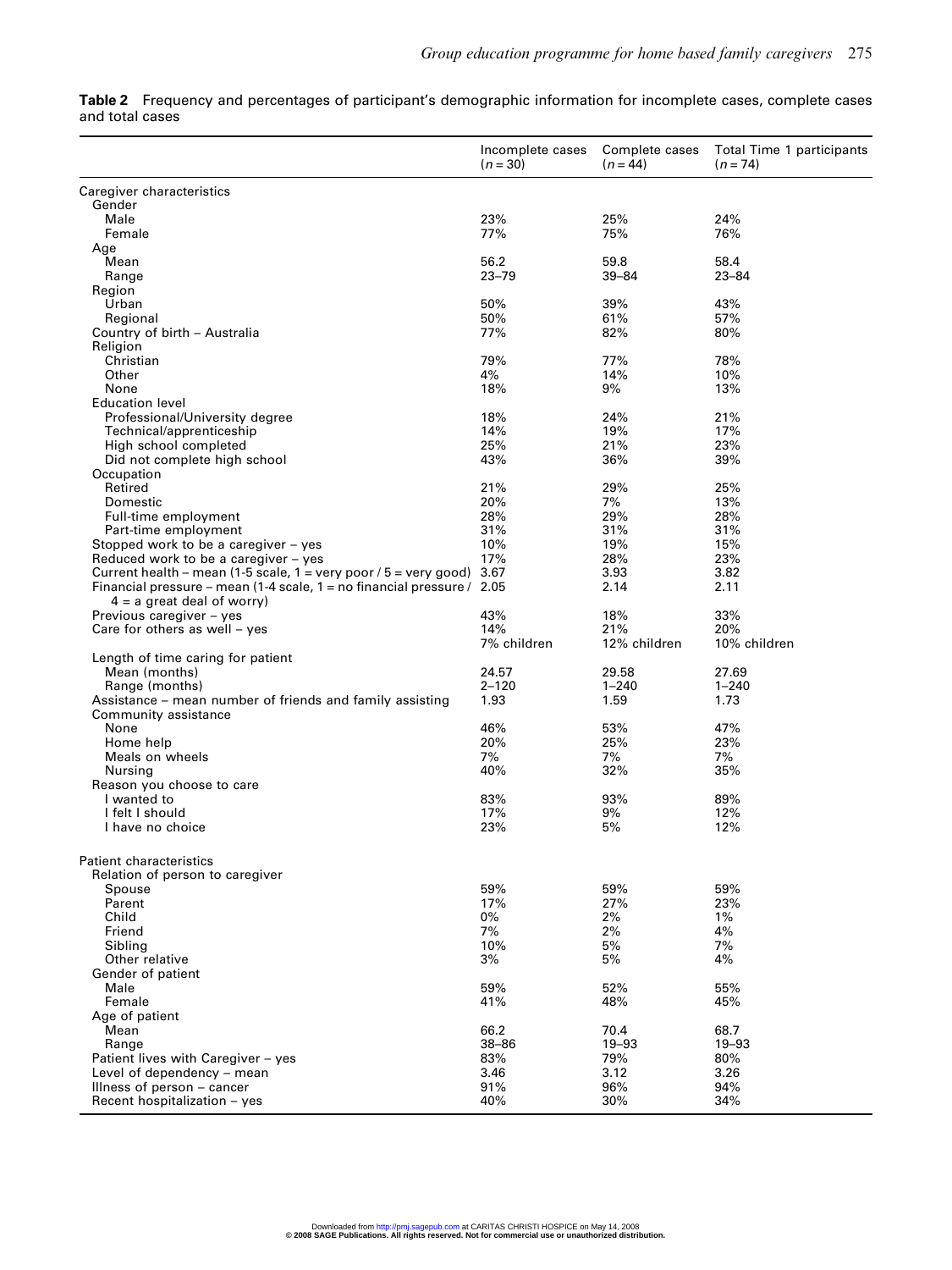**Table 2** Frequency and percentages of participant's demographic information for incomplete cases, complete cases and total cases

| | Incomplete cases (n = 30) | Complete cases (n = 44) | Total Time 1 participants (n = 74) |
|---|---|---|---|
| Caregiver characteristics | | | |
| Gender | | | |
| Male | 23% | 25% | 24% |
| Female | 77% | 75% | 76% |
| Age | | | |
| Mean | 56.2 | 59.8 | 58.4 |
| Range | 23–79 | 39–84 | 23–84 |
| Region | | | |
| Urban | 50% | 39% | 43% |
| Regional | 50% | 61% | 57% |
| Country of birth – Australia | 77% | 82% | 80% |
| Religion | | | |
| Christian | 79% | 77% | 78% |
| Other | 4% | 14% | 10% |
| None | 18% | 9% | 13% |
| Education level | | | |
| Professional/University degree | 18% | 24% | 21% |
| Technical/apprenticeship | 14% | 19% | 17% |
| High school completed | 25% | 21% | 23% |
| Did not complete high school | 43% | 36% | 39% |
| Occupation | | | |
| Retired | 21% | 29% | 25% |
| Domestic | 20% | 7% | 13% |
| Full-time employment | 28% | 29% | 28% |
| Part-time employment | 31% | 31% | 31% |
| Stopped work to be a caregiver – yes | 10% | 19% | 15% |
| Reduced work to be a caregiver – yes | 17% | 28% | 23% |
| Current health – mean (1-5 scale, 1 = very poor / 5 = very good) | 3.67 | 3.93 | 3.82 |
| Financial pressure – mean (1-4 scale, 1 = no financial pressure / 4 = a great deal of worry) | 2.05 | 2.14 | 2.11 |
| Previous caregiver – yes | 43% | 18% | 33% |
| Care for others as well – yes | 14% 7% children | 21% 12% children | 20% 10% children |
| Length of time caring for patient | | | |
| Mean (months) | 24.57 | 29.58 | 27.69 |
| Range (months) | 2–120 | 1–240 | 1–240 |
| Assistance – mean number of friends and family assisting | 1.93 | 1.59 | 1.73 |
| Community assistance | | | |
| None | 46% | 53% | 47% |
| Home help | 20% | 25% | 23% |
| Meals on wheels | 7% | 7% | 7% |
| Nursing | 40% | 32% | 35% |
| Reason you choose to care | | | |
| I wanted to | 83% | 93% | 89% |
| I felt I should | 17% | 9% | 12% |
| I have no choice | 23% | 5% | 12% |
| Patient characteristics | | | |
| Relation of person to caregiver | | | |
| Spouse | 59% | 59% | 59% |
| Parent | 17% | 27% | 23% |
| Child | 0% | 2% | 1% |
| Friend | 7% | 2% | 4% |
| Sibling | 10% | 5% | 7% |
| Other relative | 3% | 5% | 4% |
| Gender of patient | | | |
| Male | 59% | 52% | 55% |
| Female | 41% | 48% | 45% |
| Age of patient | | | |
| Mean | 66.2 | 70.4 | 68.7 |
| Range | 38–86 | 19–93 | 19–93 |
| Patient lives with Caregiver – yes | 83% | 79% | 80% |
| Level of dependency – mean | 3.46 | 3.12 | 3.26 |
| Illness of person – cancer | 91% | 96% | 94% |
| Recent hospitalization – yes | 40% | 30% | 34% |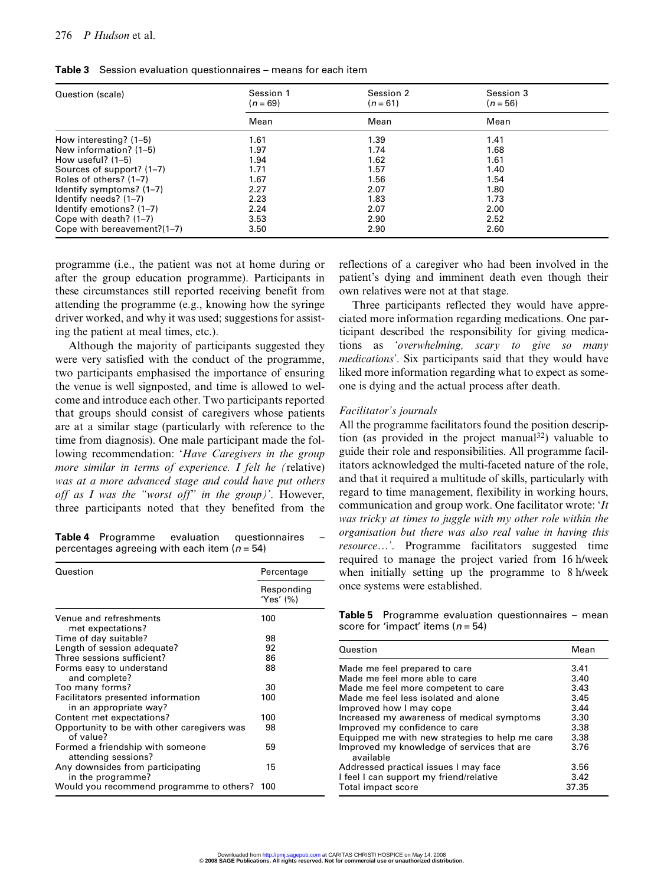**Table 3** Session evaluation questionnaires – means for each item

| Question (scale) | Session 1 ($n = 69$) | Session 2 ($n = 61$) | Session 3 ($n = 56$) |
|---|---|---|---|
| | Mean | Mean | Mean |
| How interesting? (1–5) | 1.61 | 1.39 | 1.41 |
| New information? (1–5) | 1.97 | 1.74 | 1.68 |
| How useful? (1–5) | 1.94 | 1.62 | 1.61 |
| Sources of support? (1–7) | 1.71 | 1.57 | 1.40 |
| Roles of others? (1–7) | 1.67 | 1.56 | 1.54 |
| Identify symptoms? (1–7) | 2.27 | 2.07 | 1.80 |
| Identify needs? (1–7) | 2.23 | 1.83 | 1.73 |
| Identify emotions? (1–7) | 2.24 | 2.07 | 2.00 |
| Cope with death? (1–7) | 3.53 | 2.90 | 2.52 |
| Cope with bereavement?(1–7) | 3.50 | 2.90 | 2.60 |

programme (i.e., the patient was not at home during or after the group education programme). Participants in these circumstances still reported receiving benefit from attending the programme (e.g., knowing how the syringe driver worked, and why it was used; suggestions for assisting the patient at meal times, etc.).

Although the majority of participants suggested they were very satisfied with the conduct of the programme, two participants emphasised the importance of ensuring the venue is well signposted, and time is allowed to welcome and introduce each other. Two participants reported that groups should consist of caregivers whose patients are at a similar stage (particularly with reference to the time from diagnosis). One male participant made the following recommendation: '*Have Caregivers in the group more similar in terms of experience. I felt he (*relative*) was at a more advanced stage and could have put others off as I was the "worst off" in the group)*'. However, three participants noted that they benefited from the reflections of a caregiver who had been involved in the patient's dying and imminent death even though their own relatives were not at that stage.

Three participants reflected they would have appreciated more information regarding medications. One participant described the responsibility for giving medications as *'overwhelming, scary to give so many medications'*. Six participants said that they would have liked more information regarding what to expect as someone is dying and the actual process after death.

**Table 4** Programme evaluation questionnaires – percentages agreeing with each item ($n = 54$)

| Question | Percentage |
|---|---|
| | Responding 'Yes' (%) |
| Venue and refreshments met expectations? | 100 |
| Time of day suitable? | 98 |
| Length of session adequate? | 92 |
| Three sessions sufficient? | 86 |
| Forms easy to understand and complete? | 88 |
| Too many forms? | 30 |
| Facilitators presented information in an appropriate way? | 100 |
| Content met expectations? | 100 |
| Opportunity to be with other caregivers was of value? | 98 |
| Formed a friendship with someone attending sessions? | 59 |
| Any downsides from participating in the programme? | 15 |
| Would you recommend programme to others? | 100 |

*Facilitator's journals*

All the programme facilitators found the position description (as provided in the project manual[32]) valuable to guide their role and responsibilities. All programme facilitators acknowledged the multi-faceted nature of the role, and that it required a multitude of skills, particularly with regard to time management, flexibility in working hours, communication and group work. One facilitator wrote: '*It was tricky at times to juggle with my other role within the organisation but there was also real value in having this resource…*'. Programme facilitators suggested time required to manage the project varied from 16 h/week when initially setting up the programme to 8 h/week once systems were established.

**Table 5** Programme evaluation questionnaires – mean score for 'impact' items ($n = 54$)

| Question | Mean |
|---|---|
| Made me feel prepared to care | 3.41 |
| Made me feel more able to care | 3.40 |
| Made me feel more competent to care | 3.43 |
| Made me feel less isolated and alone | 3.45 |
| Improved how I may cope | 3.44 |
| Increased my awareness of medical symptoms | 3.30 |
| Improved my confidence to care | 3.38 |
| Equipped me with new strategies to help me care | 3.38 |
| Improved my knowledge of services that are available | 3.76 |
| Addressed practical issues I may face | 3.56 |
| I feel I can support my friend/relative | 3.42 |
| Total impact score | 37.35 |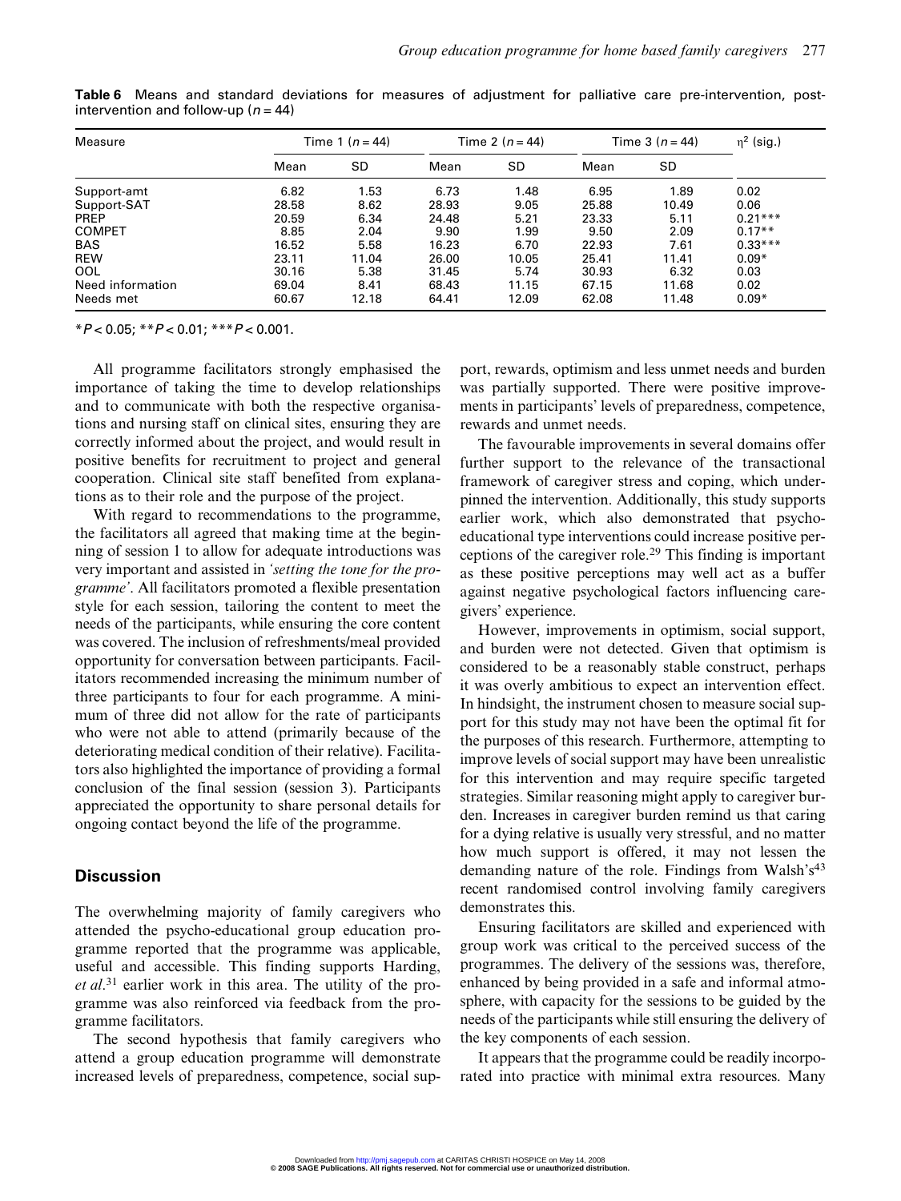**Table 6** Means and standard deviations for measures of adjustment for palliative care pre-intervention, post-intervention and follow-up ($n = 44$)

| Measure | Time 1 ($n = 44$) | | Time 2 ($n = 44$) | | Time 3 ($n = 44$) | | $\eta^2$ (sig.) |
|---|---|---|---|---|---|---|---|
| | Mean | SD | Mean | SD | Mean | SD | |
| Support-amt | 6.82 | 1.53 | 6.73 | 1.48 | 6.95 | 1.89 | 0.02 |
| Support-SAT | 28.58 | 8.62 | 28.93 | 9.05 | 25.88 | 10.49 | 0.06 |
| PREP | 20.59 | 6.34 | 24.48 | 5.21 | 23.33 | 5.11 | 0.21*** |
| COMPET | 8.85 | 2.04 | 9.90 | 1.99 | 9.50 | 2.09 | 0.17** |
| BAS | 16.52 | 5.58 | 16.23 | 6.70 | 22.93 | 7.61 | 0.33*** |
| REW | 23.11 | 11.04 | 26.00 | 10.05 | 25.41 | 11.41 | 0.09* |
| OOL | 30.16 | 5.38 | 31.45 | 5.74 | 30.93 | 6.32 | 0.03 |
| Need information | 69.04 | 8.41 | 68.43 | 11.15 | 67.15 | 11.68 | 0.02 |
| Needs met | 60.67 | 12.18 | 64.41 | 12.09 | 62.08 | 11.48 | 0.09* |

*$P < 0.05$; **$P < 0.01$; ***$P < 0.001$.

All programme facilitators strongly emphasised the importance of taking the time to develop relationships and to communicate with both the respective organisations and nursing staff on clinical sites, ensuring they are correctly informed about the project, and would result in positive benefits for recruitment to project and general cooperation. Clinical site staff benefited from explanations as to their role and the purpose of the project.

With regard to recommendations to the programme, the facilitators all agreed that making time at the beginning of session 1 to allow for adequate introductions was very important and assisted in *'setting the tone for the programme'*. All facilitators promoted a flexible presentation style for each session, tailoring the content to meet the needs of the participants, while ensuring the core content was covered. The inclusion of refreshments/meal provided opportunity for conversation between participants. Facilitators recommended increasing the minimum number of three participants to four for each programme. A minimum of three did not allow for the rate of participants who were not able to attend (primarily because of the deteriorating medical condition of their relative). Facilitators also highlighted the importance of providing a formal conclusion of the final session (session 3). Participants appreciated the opportunity to share personal details for ongoing contact beyond the life of the programme.

## Discussion

The overwhelming majority of family caregivers who attended the psycho-educational group education programme reported that the programme was applicable, useful and accessible. This finding supports Harding, *et al*.[31] earlier work in this area. The utility of the programme was also reinforced via feedback from the programme facilitators.

The second hypothesis that family caregivers who attend a group education programme will demonstrate increased levels of preparedness, competence, social support, rewards, optimism and less unmet needs and burden was partially supported. There were positive improvements in participants' levels of preparedness, competence, rewards and unmet needs.

The favourable improvements in several domains offer further support to the relevance of the transactional framework of caregiver stress and coping, which underpinned the intervention. Additionally, this study supports earlier work, which also demonstrated that psycho-educational type interventions could increase positive perceptions of the caregiver role.[29] This finding is important as these positive perceptions may well act as a buffer against negative psychological factors influencing caregivers' experience.

However, improvements in optimism, social support, and burden were not detected. Given that optimism is considered to be a reasonably stable construct, perhaps it was overly ambitious to expect an intervention effect. In hindsight, the instrument chosen to measure social support for this study may not have been the optimal fit for the purposes of this research. Furthermore, attempting to improve levels of social support may have been unrealistic for this intervention and may require specific targeted strategies. Similar reasoning might apply to caregiver burden. Increases in caregiver burden remind us that caring for a dying relative is usually very stressful, and no matter how much support is offered, it may not lessen the demanding nature of the role. Findings from Walsh's[43] recent randomised control involving family caregivers demonstrates this.

Ensuring facilitators are skilled and experienced with group work was critical to the perceived success of the programmes. The delivery of the sessions was, therefore, enhanced by being provided in a safe and informal atmosphere, with capacity for the sessions to be guided by the needs of the participants while still ensuring the delivery of the key components of each session.

It appears that the programme could be readily incorporated into practice with minimal extra resources. Many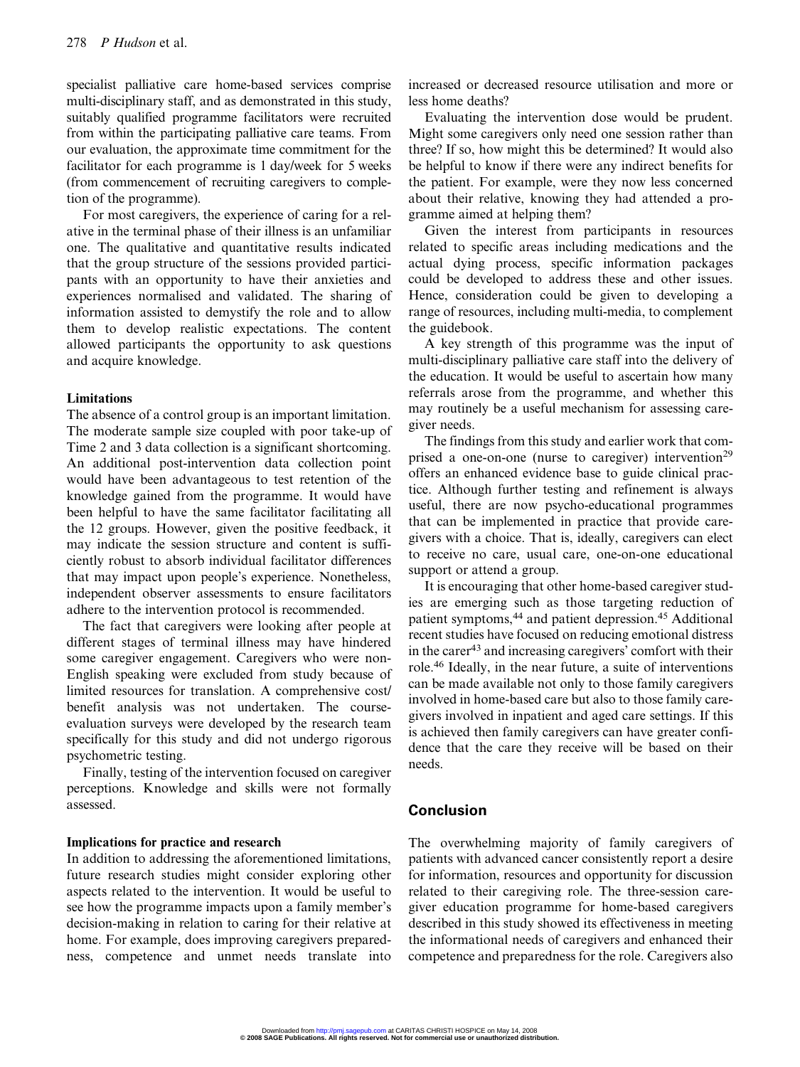specialist palliative care home-based services comprise multi-disciplinary staff, and as demonstrated in this study, suitably qualified programme facilitators were recruited from within the participating palliative care teams. From our evaluation, the approximate time commitment for the facilitator for each programme is 1 day/week for 5 weeks (from commencement of recruiting caregivers to completion of the programme).

For most caregivers, the experience of caring for a relative in the terminal phase of their illness is an unfamiliar one. The qualitative and quantitative results indicated that the group structure of the sessions provided participants with an opportunity to have their anxieties and experiences normalised and validated. The sharing of information assisted to demystify the role and to allow them to develop realistic expectations. The content allowed participants the opportunity to ask questions and acquire knowledge.

### Limitations

The absence of a control group is an important limitation. The moderate sample size coupled with poor take-up of Time 2 and 3 data collection is a significant shortcoming. An additional post-intervention data collection point would have been advantageous to test retention of the knowledge gained from the programme. It would have been helpful to have the same facilitator facilitating all the 12 groups. However, given the positive feedback, it may indicate the session structure and content is sufficiently robust to absorb individual facilitator differences that may impact upon people's experience. Nonetheless, independent observer assessments to ensure facilitators adhere to the intervention protocol is recommended.

The fact that caregivers were looking after people at different stages of terminal illness may have hindered some caregiver engagement. Caregivers who were non-English speaking were excluded from study because of limited resources for translation. A comprehensive cost/benefit analysis was not undertaken. The course-evaluation surveys were developed by the research team specifically for this study and did not undergo rigorous psychometric testing.

Finally, testing of the intervention focused on caregiver perceptions. Knowledge and skills were not formally assessed.

### Implications for practice and research

In addition to addressing the aforementioned limitations, future research studies might consider exploring other aspects related to the intervention. It would be useful to see how the programme impacts upon a family member's decision-making in relation to caring for their relative at home. For example, does improving caregivers preparedness, competence and unmet needs translate into increased or decreased resource utilisation and more or less home deaths?

Evaluating the intervention dose would be prudent. Might some caregivers only need one session rather than three? If so, how might this be determined? It would also be helpful to know if there were any indirect benefits for the patient. For example, were they now less concerned about their relative, knowing they had attended a programme aimed at helping them?

Given the interest from participants in resources related to specific areas including medications and the actual dying process, specific information packages could be developed to address these and other issues. Hence, consideration could be given to developing a range of resources, including multi-media, to complement the guidebook.

A key strength of this programme was the input of multi-disciplinary palliative care staff into the delivery of the education. It would be useful to ascertain how many referrals arose from the programme, and whether this may routinely be a useful mechanism for assessing caregiver needs.

The findings from this study and earlier work that comprised a one-on-one (nurse to caregiver) intervention[29] offers an enhanced evidence base to guide clinical practice. Although further testing and refinement is always useful, there are now psycho-educational programmes that can be implemented in practice that provide caregivers with a choice. That is, ideally, caregivers can elect to receive no care, usual care, one-on-one educational support or attend a group.

It is encouraging that other home-based caregiver studies are emerging such as those targeting reduction of patient symptoms,[44] and patient depression.[45] Additional recent studies have focused on reducing emotional distress in the carer[43] and increasing caregivers' comfort with their role.[46] Ideally, in the near future, a suite of interventions can be made available not only to those family caregivers involved in home-based care but also to those family caregivers involved in inpatient and aged care settings. If this is achieved then family caregivers can have greater confidence that the care they receive will be based on their needs.

## Conclusion

The overwhelming majority of family caregivers of patients with advanced cancer consistently report a desire for information, resources and opportunity for discussion related to their caregiving role. The three-session caregiver education programme for home-based caregivers described in this study showed its effectiveness in meeting the informational needs of caregivers and enhanced their competence and preparedness for the role. Caregivers also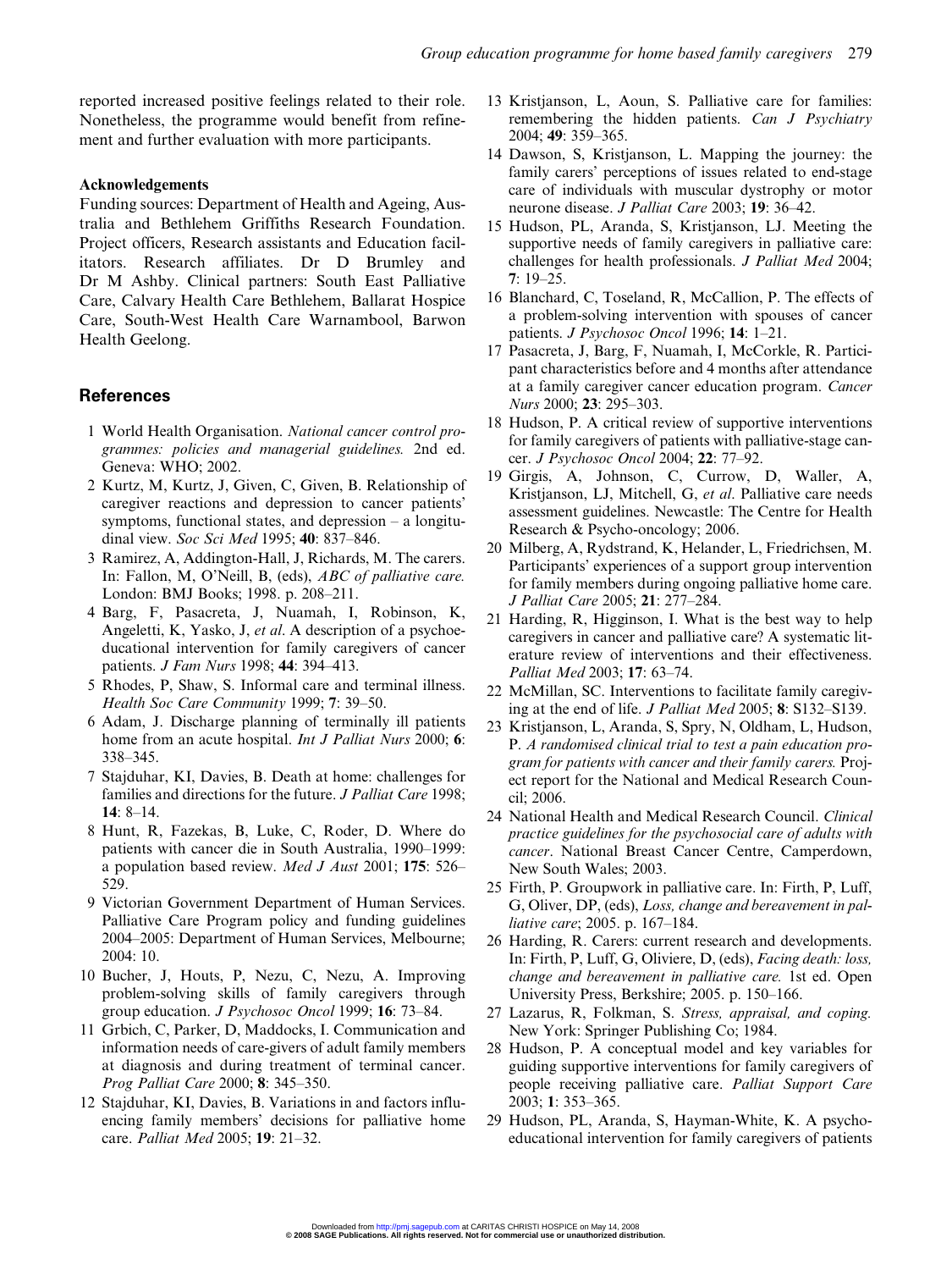reported increased positive feelings related to their role. Nonetheless, the programme would benefit from refinement and further evaluation with more participants.

**Acknowledgements**

Funding sources: Department of Health and Ageing, Australia and Bethlehem Griffiths Research Foundation. Project officers, Research assistants and Education facilitators. Research affiliates. Dr D Brumley and Dr M Ashby. Clinical partners: South East Palliative Care, Calvary Health Care Bethlehem, Ballarat Hospice Care, South-West Health Care Warnambool, Barwon Health Geelong.

## References

1. World Health Organisation. *National cancer control programmes: policies and managerial guidelines.* 2nd ed. Geneva: WHO; 2002.
2. Kurtz, M, Kurtz, J, Given, C, Given, B. Relationship of caregiver reactions and depression to cancer patients' symptoms, functional states, and depression – a longitudinal view. *Soc Sci Med* 1995; **40**: 837–846.
3. Ramirez, A, Addington-Hall, J, Richards, M. The carers. In: Fallon, M, O'Neill, B, (eds), *ABC of palliative care.* London: BMJ Books; 1998. p. 208–211.
4. Barg, F, Pasacreta, J, Nuamah, I, Robinson, K, Angeletti, K, Yasko, J, *et al*. A description of a psychoeducational intervention for family caregivers of cancer patients. *J Fam Nurs* 1998; **44**: 394–413.
5. Rhodes, P, Shaw, S. Informal care and terminal illness. *Health Soc Care Community* 1999; **7**: 39–50.
6. Adam, J. Discharge planning of terminally ill patients home from an acute hospital. *Int J Palliat Nurs* 2000; **6**: 338–345.
7. Stajduhar, KI, Davies, B. Death at home: challenges for families and directions for the future. *J Palliat Care* 1998; **14**: 8–14.
8. Hunt, R, Fazekas, B, Luke, C, Roder, D. Where do patients with cancer die in South Australia, 1990–1999: a population based review. *Med J Aust* 2001; **175**: 526–529.
9. Victorian Government Department of Human Services. Palliative Care Program policy and funding guidelines 2004–2005: Department of Human Services, Melbourne; 2004: 10.
10. Bucher, J, Houts, P, Nezu, C, Nezu, A. Improving problem-solving skills of family caregivers through group education. *J Psychosoc Oncol* 1999; **16**: 73–84.
11. Grbich, C, Parker, D, Maddocks, I. Communication and information needs of care-givers of adult family members at diagnosis and during treatment of terminal cancer. *Prog Palliat Care* 2000; **8**: 345–350.
12. Stajduhar, KI, Davies, B. Variations in and factors influencing family members' decisions for palliative home care. *Palliat Med* 2005; **19**: 21–32.
13. Kristjanson, L, Aoun, S. Palliative care for families: remembering the hidden patients. *Can J Psychiatry* 2004; **49**: 359–365.
14. Dawson, S, Kristjanson, L. Mapping the journey: the family carers' perceptions of issues related to end-stage care of individuals with muscular dystrophy or motor neurone disease. *J Palliat Care* 2003; **19**: 36–42.
15. Hudson, PL, Aranda, S, Kristjanson, LJ. Meeting the supportive needs of family caregivers in palliative care: challenges for health professionals. *J Palliat Med* 2004; **7**: 19–25.
16. Blanchard, C, Toseland, R, McCallion, P. The effects of a problem-solving intervention with spouses of cancer patients. *J Psychosoc Oncol* 1996; **14**: 1–21.
17. Pasacreta, J, Barg, F, Nuamah, I, McCorkle, R. Participant characteristics before and 4 months after attendance at a family caregiver cancer education program. *Cancer Nurs* 2000; **23**: 295–303.
18. Hudson, P. A critical review of supportive interventions for family caregivers of patients with palliative-stage cancer. *J Psychosoc Oncol* 2004; **22**: 77–92.
19. Girgis, A, Johnson, C, Currow, D, Waller, A, Kristjanson, LJ, Mitchell, G, *et al*. Palliative care needs assessment guidelines. Newcastle: The Centre for Health Research & Psycho-oncology; 2006.
20. Milberg, A, Rydstrand, K, Helander, L, Friedrichsen, M. Participants' experiences of a support group intervention for family members during ongoing palliative home care. *J Palliat Care* 2005; **21**: 277–284.
21. Harding, R, Higginson, I. What is the best way to help caregivers in cancer and palliative care? A systematic literature review of interventions and their effectiveness. *Palliat Med* 2003; **17**: 63–74.
22. McMillan, SC. Interventions to facilitate family caregiving at the end of life. *J Palliat Med* 2005; **8**: S132–S139.
23. Kristjanson, L, Aranda, S, Spry, N, Oldham, L, Hudson, P. *A randomised clinical trial to test a pain education program for patients with cancer and their family carers.* Project report for the National and Medical Research Council; 2006.
24. National Health and Medical Research Council. *Clinical practice guidelines for the psychosocial care of adults with cancer*. National Breast Cancer Centre, Camperdown, New South Wales; 2003.
25. Firth, P. Groupwork in palliative care. In: Firth, P, Luff, G, Oliver, DP, (eds), *Loss, change and bereavement in palliative care*; 2005. p. 167–184.
26. Harding, R. Carers: current research and developments. In: Firth, P, Luff, G, Oliviere, D, (eds), *Facing death: loss, change and bereavement in palliative care.* 1st ed. Open University Press, Berkshire; 2005. p. 150–166.
27. Lazarus, R, Folkman, S. *Stress, appraisal, and coping.* New York: Springer Publishing Co; 1984.
28. Hudson, P. A conceptual model and key variables for guiding supportive interventions for family caregivers of people receiving palliative care. *Palliat Support Care* 2003; **1**: 353–365.
29. Hudson, PL, Aranda, S, Hayman-White, K. A psycho-educational intervention for family caregivers of patients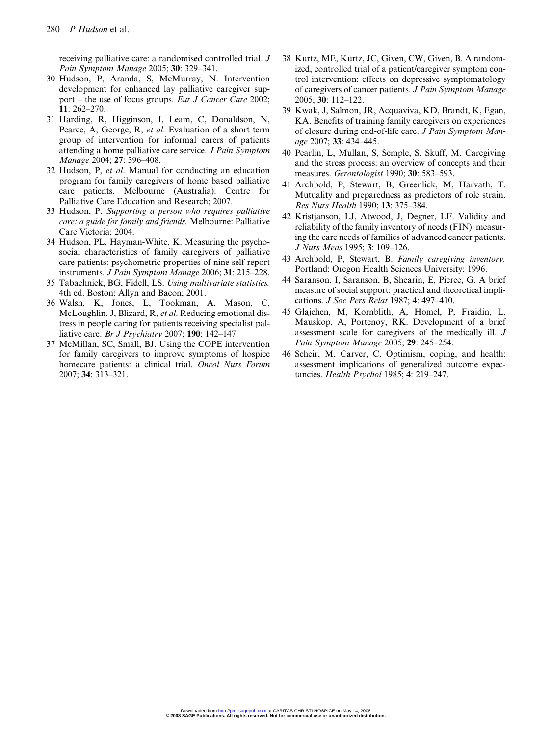receiving palliative care: a randomised controlled trial. *J Pain Symptom Manage* 2005; **30**: 329–341.

30 Hudson, P, Aranda, S, McMurray, N. Intervention development for enhanced lay palliative caregiver support – the use of focus groups. *Eur J Cancer Care* 2002; **11**: 262–270.

31 Harding, R, Higginson, I, Leam, C, Donaldson, N, Pearce, A, George, R, *et al*. Evaluation of a short term group of intervention for informal carers of patients attending a home palliative care service. *J Pain Symptom Manage* 2004; **27**: 396–408.

32 Hudson, P, *et al*. Manual for conducting an education program for family caregivers of home based palliative care patients. Melbourne (Australia): Centre for Palliative Care Education and Research; 2007.

33 Hudson, P. *Supporting a person who requires palliative care: a guide for family and friends.* Melbourne: Palliative Care Victoria; 2004.

34 Hudson, PL, Hayman-White, K. Measuring the psychosocial characteristics of family caregivers of palliative care patients: psychometric properties of nine self-report instruments. *J Pain Symptom Manage* 2006; **31**: 215–228.

35 Tabachnick, BG, Fidell, LS. *Using multivariate statistics.* 4th ed. Boston: Allyn and Bacon; 2001.

36 Walsh, K, Jones, L, Tookman, A, Mason, C, McLoughlin, J, Blizard, R, *et al*. Reducing emotional distress in people caring for patients receiving specialist palliative care. *Br J Psychiatry* 2007; **190**: 142–147.

37 McMillan, SC, Small, BJ. Using the COPE intervention for family caregivers to improve symptoms of hospice homecare patients: a clinical trial. *Oncol Nurs Forum* 2007; **34**: 313–321.

38 Kurtz, ME, Kurtz, JC, Given, CW, Given, B. A randomized, controlled trial of a patient/caregiver symptom control intervention: effects on depressive symptomatology of caregivers of cancer patients. *J Pain Symptom Manage* 2005; **30**: 112–122.

39 Kwak, J, Salmon, JR, Acquaviva, KD, Brandt, K, Egan, KA. Benefits of training family caregivers on experiences of closure during end-of-life care. *J Pain Symptom Manage* 2007; **33**: 434–445.

40 Pearlin, L, Mullan, S, Semple, S, Skuff, M. Caregiving and the stress process: an overview of concepts and their measures. *Gerontologist* 1990; **30**: 583–593.

41 Archbold, P, Stewart, B, Greenlick, M, Harvath, T. Mutuality and preparedness as predictors of role strain. *Res Nurs Health* 1990; **13**: 375–384.

42 Kristjanson, LJ, Atwood, J, Degner, LF. Validity and reliability of the family inventory of needs (FIN): measuring the care needs of families of advanced cancer patients. *J Nurs Meas* 1995; **3**: 109–126.

43 Archbold, P, Stewart, B. *Family caregiving inventory.* Portland: Oregon Health Sciences University; 1996.

44 Saranson, I, Saranson, B, Shearin, E, Pierce, G. A brief measure of social support: practical and theoretical implications. *J Soc Pers Relat* 1987; **4**: 497–410.

45 Glajchen, M, Kornblith, A, Homel, P, Fraidin, L, Mauskop, A, Portenoy, RK. Development of a brief assessment scale for caregivers of the medically ill. *J Pain Symptom Manage* 2005; **29**: 245–254.

46 Scheir, M, Carver, C. Optimism, coping, and health: assessment implications of generalized outcome expectancies. *Health Psychol* 1985; **4**: 219–247.